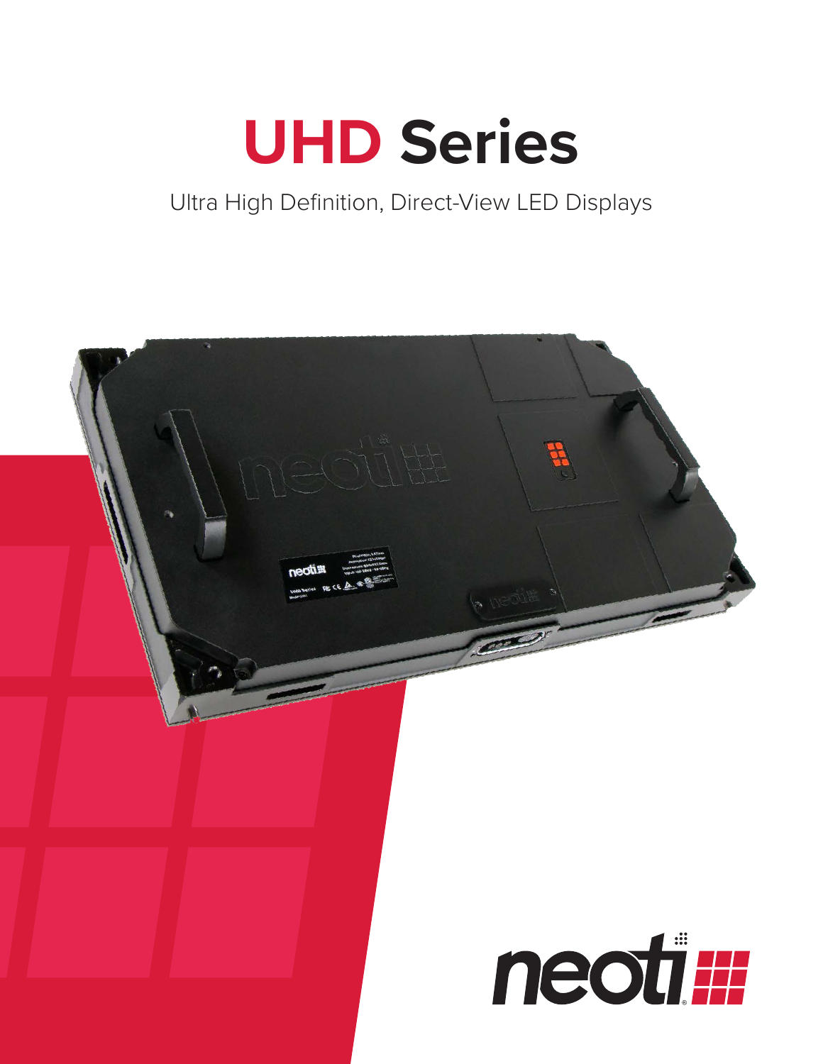# UHD Series

Ultra High Definition, Direct-View LED Displays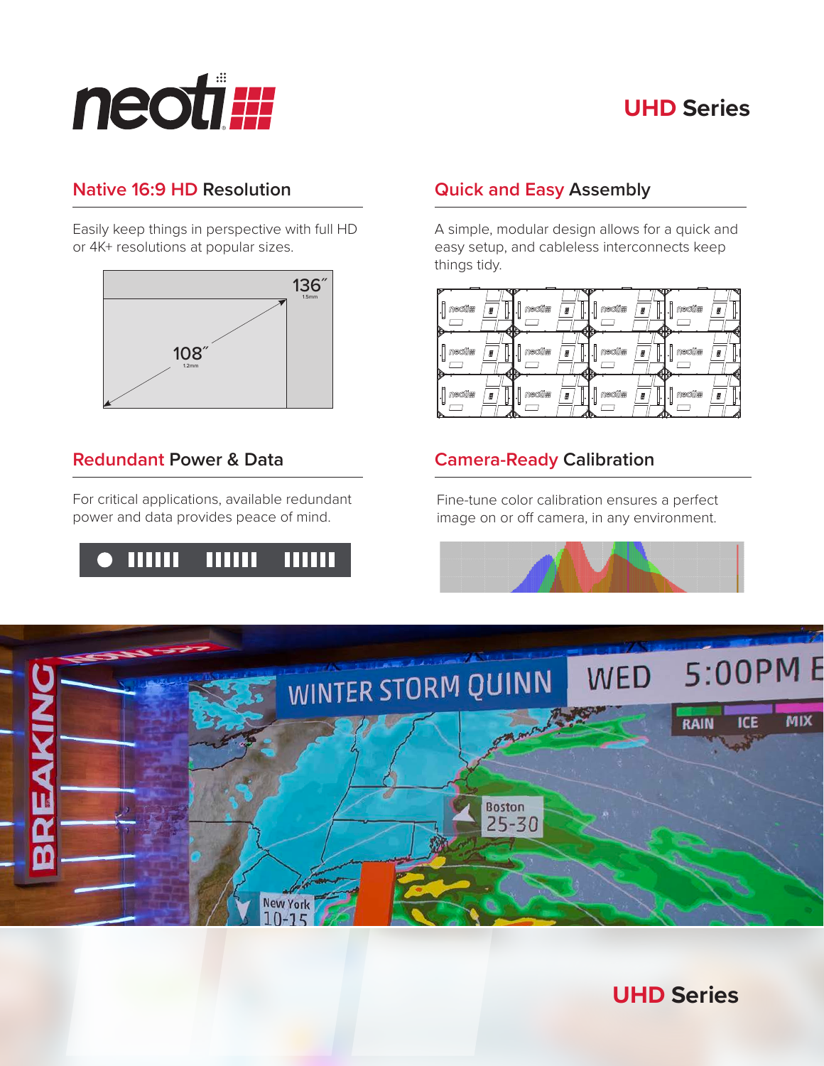# UHD Series

## Native 16:9 HD Resolution

Easily keep things in perspective with full HD or 4K+ resolutions at popular sizes.

## Quick and Easy Assembly

A simple, modular design allows for a quick and easy setup, and cableless interconnects keep things tidy.

## Redundant Power & Data

For critical applications, available redundant power and data provides peace of mind.

## Camera-Ready Calibration

Fine-tune color calibration ensures a perfect image on or off camera, in any environment.

UHD Series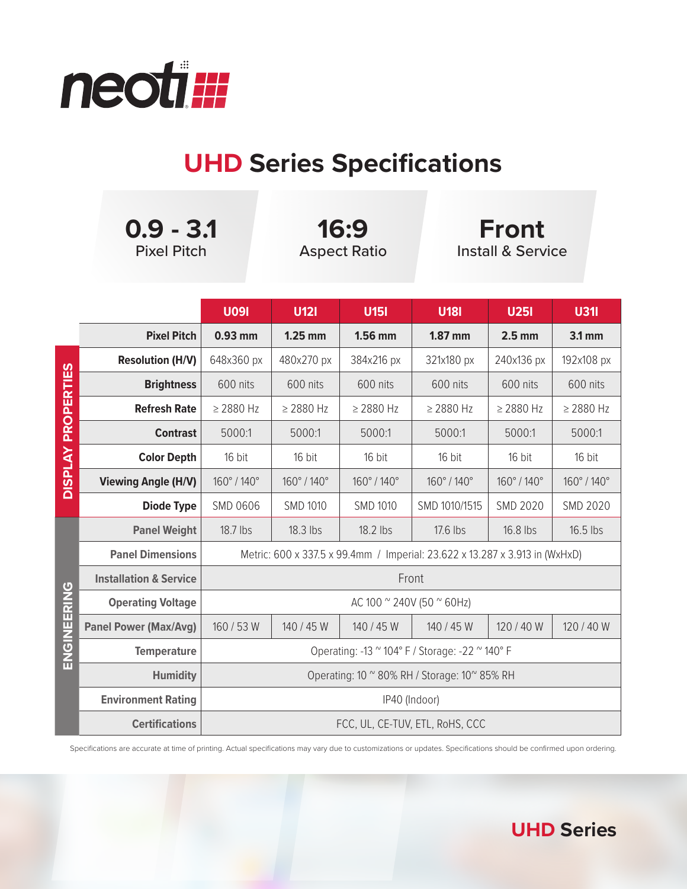neoti

# UHD Series Specifications

**0.9 - 3.1**
Pixel Pitch

**16:9**
Aspect Ratio

**Front**
Install & Service

| | | U09I | U12I | U15I | U18I | U25I | U31I |
|---|---|---|---|---|---|---|---|
| | **Pixel Pitch** | **0.93 mm** | **1.25 mm** | **1.56 mm** | **1.87 mm** | **2.5 mm** | **3.1 mm** |
| **DISPLAY PROPERTIES** | **Resolution (H/V)** | 648x360 px | 480x270 px | 384x216 px | 321x180 px | 240x136 px | 192x108 px |
| | **Brightness** | 600 nits | 600 nits | 600 nits | 600 nits | 600 nits | 600 nits |
| | **Refresh Rate** | ≥ 2880 Hz | ≥ 2880 Hz | ≥ 2880 Hz | ≥ 2880 Hz | ≥ 2880 Hz | ≥ 2880 Hz |
| | **Contrast** | 5000:1 | 5000:1 | 5000:1 | 5000:1 | 5000:1 | 5000:1 |
| | **Color Depth** | 16 bit | 16 bit | 16 bit | 16 bit | 16 bit | 16 bit |
| | **Viewing Angle (H/V)** | 160° / 140° | 160° / 140° | 160° / 140° | 160° / 140° | 160° / 140° | 160° / 140° |
| | **Diode Type** | SMD 0606 | SMD 1010 | SMD 1010 | SMD 1010/1515 | SMD 2020 | SMD 2020 |
| **ENGINEERING** | **Panel Weight** | 18.7 lbs | 18.3 lbs | 18.2 lbs | 17.6 lbs | 16.8 lbs | 16.5 lbs |
| | **Panel Dimensions** | Metric: 600 x 337.5 x 99.4mm / Imperial: 23.622 x 13.287 x 3.913 in (WxHxD) | | | | | |
| | **Installation & Service** | Front | | | | | |
| | **Operating Voltage** | AC 100 ~ 240V (50 ~ 60Hz) | | | | | |
| | **Panel Power (Max/Avg)** | 160 / 53 W | 140 / 45 W | 140 / 45 W | 140 / 45 W | 120 / 40 W | 120 / 40 W |
| | **Temperature** | Operating: -13 ~ 104° F / Storage: -22 ~ 140° F | | | | | |
| | **Humidity** | Operating: 10 ~ 80% RH / Storage: 10~ 85% RH | | | | | |
| | **Environment Rating** | IP40 (Indoor) | | | | | |
| | **Certifications** | FCC, UL, CE-TUV, ETL, RoHS, CCC | | | | | |

Specifications are accurate at time of printing. Actual specifications may vary due to customizations or updates. Specifications should be confirmed upon ordering.

**UHD Series**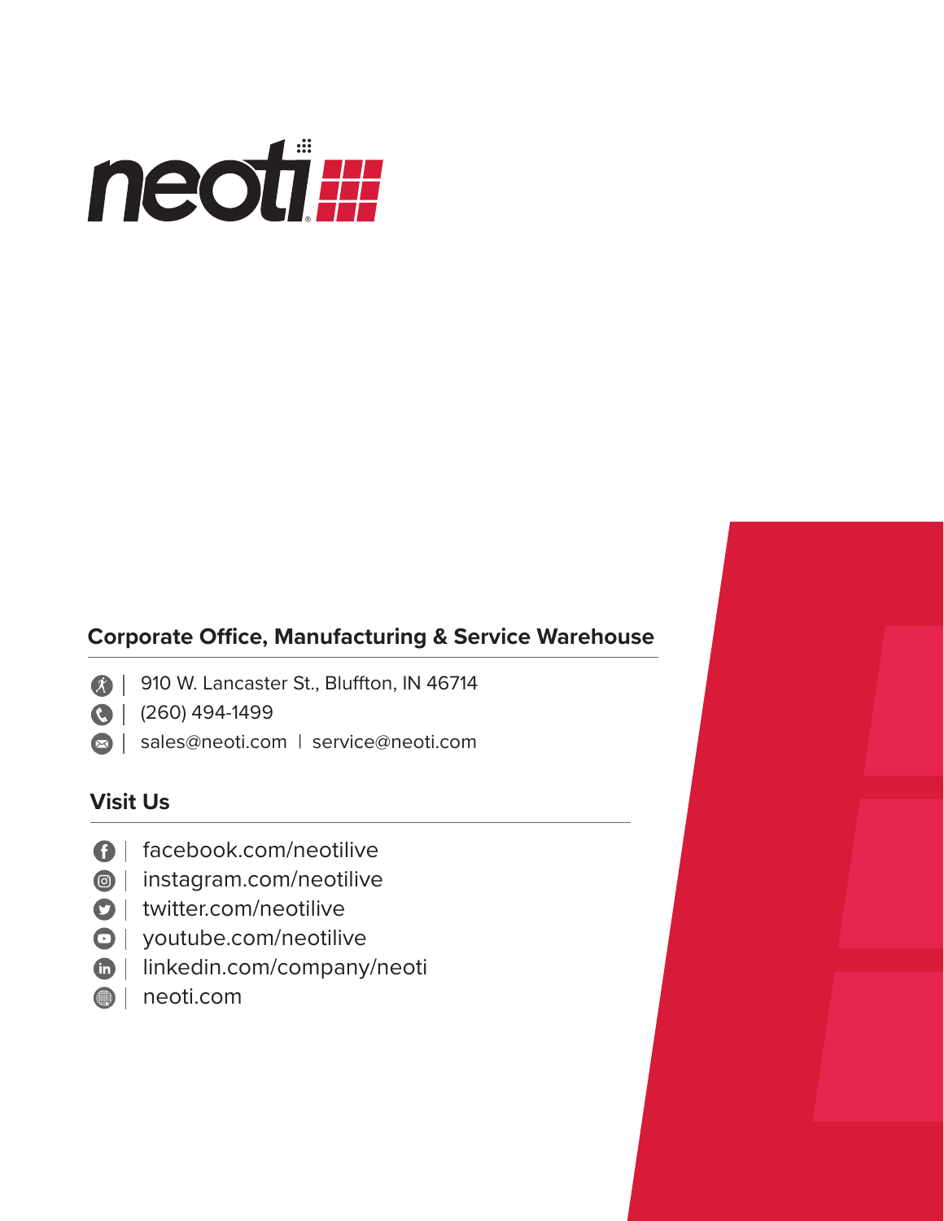neoti

## Corporate Office, Manufacturing & Service Warehouse

- 910 W. Lancaster St., Bluffton, IN 46714
- (260) 494-1499
- sales@neoti.com | service@neoti.com

## Visit Us

- facebook.com/neotilive
- instagram.com/neotilive
- twitter.com/neotilive
- youtube.com/neotilive
- linkedin.com/company/neoti
- neoti.com